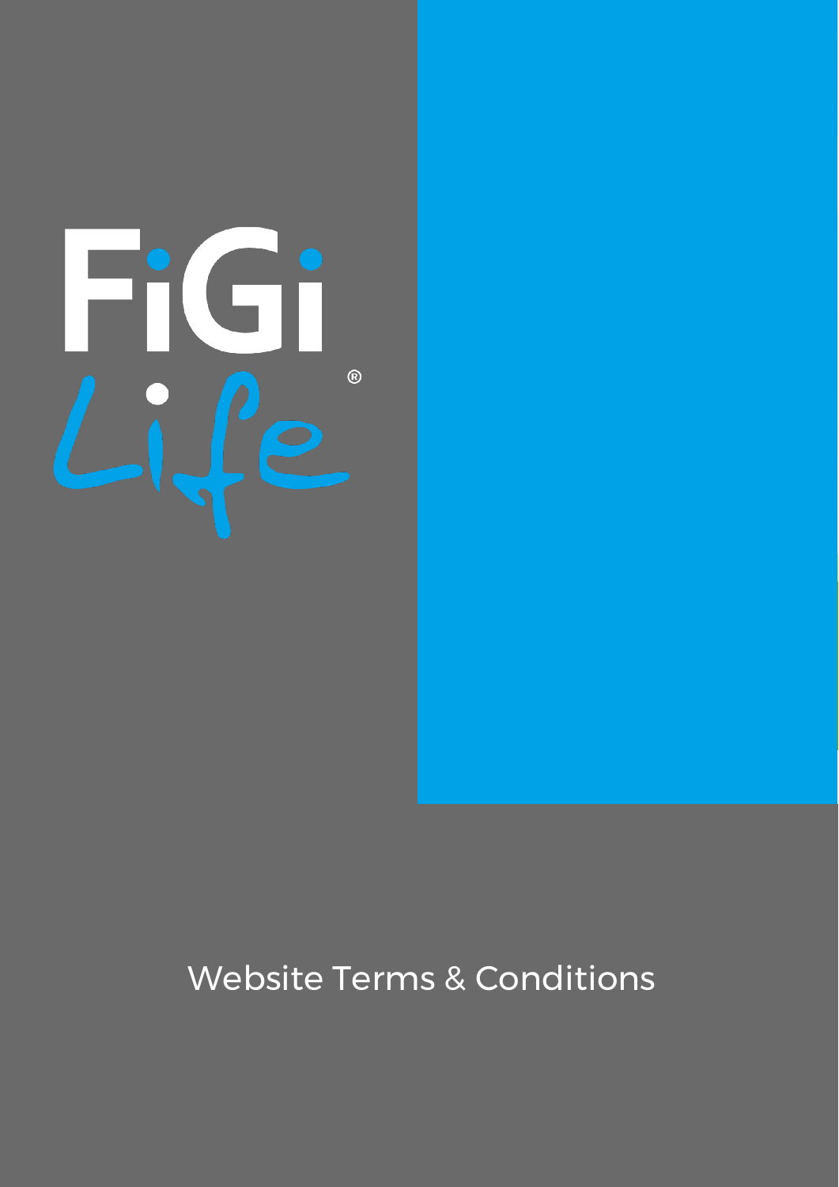FiGi Life®

# Website Terms & Conditions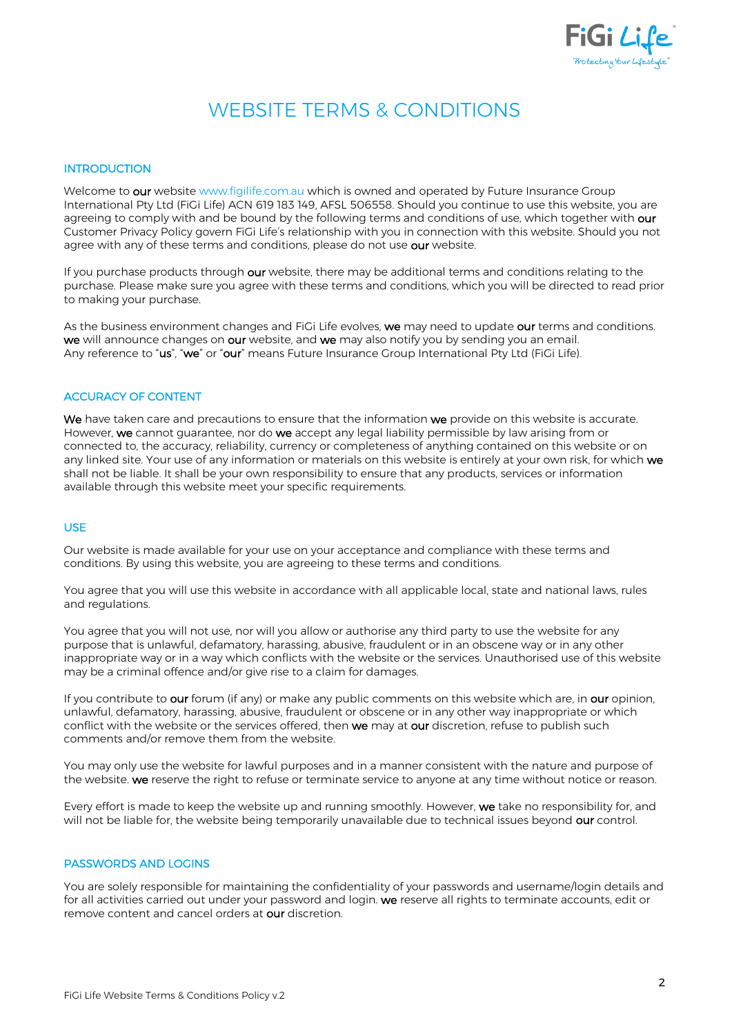# WEBSITE TERMS & CONDITIONS

## INTRODUCTION

Welcome to our website www.figilife.com.au which is owned and operated by Future Insurance Group International Pty Ltd (FiGi Life) ACN 619 183 149, AFSL 506558. Should you continue to use this website, you are agreeing to comply with and be bound by the following terms and conditions of use, which together with our Customer Privacy Policy govern FiGi Life's relationship with you in connection with this website. Should you not agree with any of these terms and conditions, please do not use our website.

If you purchase products through our website, there may be additional terms and conditions relating to the purchase. Please make sure you agree with these terms and conditions, which you will be directed to read prior to making your purchase.

As the business environment changes and FiGi Life evolves, we may need to update our terms and conditions. we will announce changes on our website, and we may also notify you by sending you an email. Any reference to "us", "we" or "our" means Future Insurance Group International Pty Ltd (FiGi Life).

## ACCURACY OF CONTENT

We have taken care and precautions to ensure that the information we provide on this website is accurate. However, we cannot guarantee, nor do we accept any legal liability permissible by law arising from or connected to, the accuracy, reliability, currency or completeness of anything contained on this website or on any linked site. Your use of any information or materials on this website is entirely at your own risk, for which we shall not be liable. It shall be your own responsibility to ensure that any products, services or information available through this website meet your specific requirements.

## USE

Our website is made available for your use on your acceptance and compliance with these terms and conditions. By using this website, you are agreeing to these terms and conditions.

You agree that you will use this website in accordance with all applicable local, state and national laws, rules and regulations.

You agree that you will not use, nor will you allow or authorise any third party to use the website for any purpose that is unlawful, defamatory, harassing, abusive, fraudulent or in an obscene way or in any other inappropriate way or in a way which conflicts with the website or the services. Unauthorised use of this website may be a criminal offence and/or give rise to a claim for damages.

If you contribute to our forum (if any) or make any public comments on this website which are, in our opinion, unlawful, defamatory, harassing, abusive, fraudulent or obscene or in any other way inappropriate or which conflict with the website or the services offered, then we may at our discretion, refuse to publish such comments and/or remove them from the website.

You may only use the website for lawful purposes and in a manner consistent with the nature and purpose of the website. we reserve the right to refuse or terminate service to anyone at any time without notice or reason.

Every effort is made to keep the website up and running smoothly. However, we take no responsibility for, and will not be liable for, the website being temporarily unavailable due to technical issues beyond our control.

## PASSWORDS AND LOGINS

You are solely responsible for maintaining the confidentiality of your passwords and username/login details and for all activities carried out under your password and login. we reserve all rights to terminate accounts, edit or remove content and cancel orders at our discretion.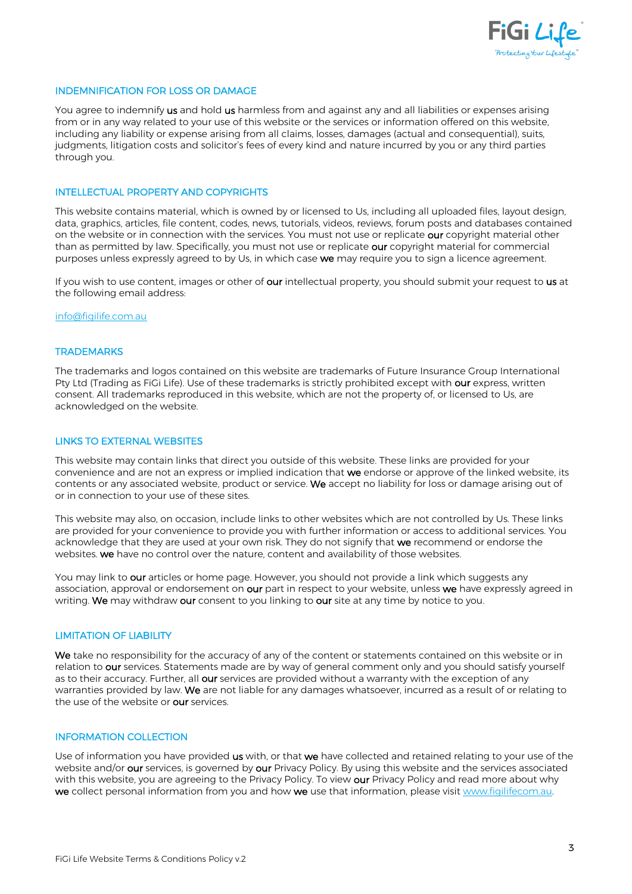## INDEMNIFICATION FOR LOSS OR DAMAGE

You agree to indemnify **us** and hold **us** harmless from and against any and all liabilities or expenses arising from or in any way related to your use of this website or the services or information offered on this website, including any liability or expense arising from all claims, losses, damages (actual and consequential), suits, judgments, litigation costs and solicitor's fees of every kind and nature incurred by you or any third parties through you.

## INTELLECTUAL PROPERTY AND COPYRIGHTS

This website contains material, which is owned by or licensed to Us, including all uploaded files, layout design, data, graphics, articles, file content, codes, news, tutorials, videos, reviews, forum posts and databases contained on the website or in connection with the services. You must not use or replicate **our** copyright material other than as permitted by law. Specifically, you must not use or replicate **our** copyright material for commercial purposes unless expressly agreed to by Us, in which case **we** may require you to sign a licence agreement.

If you wish to use content, images or other of **our** intellectual property, you should submit your request to **us** at the following email address:

info@figilife.com.au

## TRADEMARKS

The trademarks and logos contained on this website are trademarks of Future Insurance Group International Pty Ltd (Trading as FiGi Life). Use of these trademarks is strictly prohibited except with **our** express, written consent. All trademarks reproduced in this website, which are not the property of, or licensed to Us, are acknowledged on the website.

## LINKS TO EXTERNAL WEBSITES

This website may contain links that direct you outside of this website. These links are provided for your convenience and are not an express or implied indication that **we** endorse or approve of the linked website, its contents or any associated website, product or service. **We** accept no liability for loss or damage arising out of or in connection to your use of these sites.

This website may also, on occasion, include links to other websites which are not controlled by Us. These links are provided for your convenience to provide you with further information or access to additional services. You acknowledge that they are used at your own risk. They do not signify that **we** recommend or endorse the websites. **we** have no control over the nature, content and availability of those websites.

You may link to **our** articles or home page. However, you should not provide a link which suggests any association, approval or endorsement on **our** part in respect to your website, unless **we** have expressly agreed in writing. **We** may withdraw **our** consent to you linking to **our** site at any time by notice to you.

## LIMITATION OF LIABILITY

**We** take no responsibility for the accuracy of any of the content or statements contained on this website or in relation to **our** services. Statements made are by way of general comment only and you should satisfy yourself as to their accuracy. Further, all **our** services are provided without a warranty with the exception of any warranties provided by law. **We** are not liable for any damages whatsoever, incurred as a result of or relating to the use of the website or **our** services.

## INFORMATION COLLECTION

Use of information you have provided **us** with, or that **we** have collected and retained relating to your use of the website and/or **our** services, is governed by **our** Privacy Policy. By using this website and the services associated with this website, you are agreeing to the Privacy Policy. To view **our** Privacy Policy and read more about why **we** collect personal information from you and how **we** use that information, please visit www.figilifecom.au.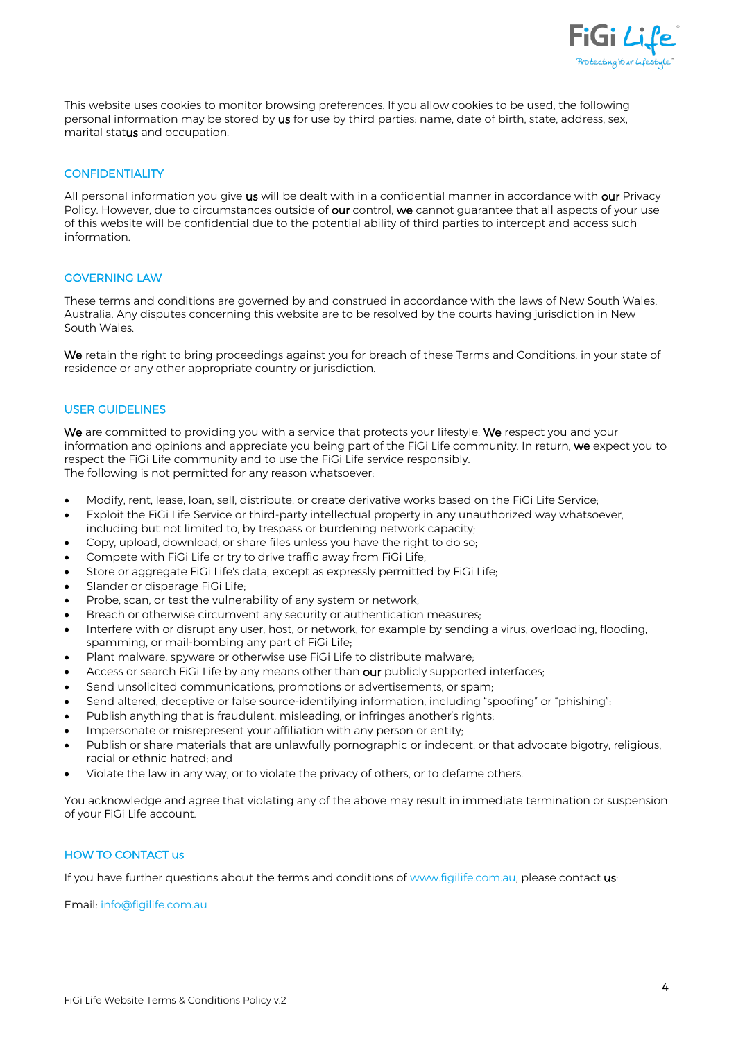This website uses cookies to monitor browsing preferences. If you allow cookies to be used, the following personal information may be stored by us for use by third parties: name, date of birth, state, address, sex, marital status and occupation.

## CONFIDENTIALITY

All personal information you give us will be dealt with in a confidential manner in accordance with our Privacy Policy. However, due to circumstances outside of our control, we cannot guarantee that all aspects of your use of this website will be confidential due to the potential ability of third parties to intercept and access such information.

## GOVERNING LAW

These terms and conditions are governed by and construed in accordance with the laws of New South Wales, Australia. Any disputes concerning this website are to be resolved by the courts having jurisdiction in New South Wales.

We retain the right to bring proceedings against you for breach of these Terms and Conditions, in your state of residence or any other appropriate country or jurisdiction.

## USER GUIDELINES

We are committed to providing you with a service that protects your lifestyle. We respect you and your information and opinions and appreciate you being part of the FiGi Life community. In return, we expect you to respect the FiGi Life community and to use the FiGi Life service responsibly.
The following is not permitted for any reason whatsoever:

- Modify, rent, lease, loan, sell, distribute, or create derivative works based on the FiGi Life Service;
- Exploit the FiGi Life Service or third-party intellectual property in any unauthorized way whatsoever, including but not limited to, by trespass or burdening network capacity;
- Copy, upload, download, or share files unless you have the right to do so;
- Compete with FiGi Life or try to drive traffic away from FiGi Life;
- Store or aggregate FiGi Life's data, except as expressly permitted by FiGi Life;
- Slander or disparage FiGi Life;
- Probe, scan, or test the vulnerability of any system or network;
- Breach or otherwise circumvent any security or authentication measures;
- Interfere with or disrupt any user, host, or network, for example by sending a virus, overloading, flooding, spamming, or mail-bombing any part of FiGi Life;
- Plant malware, spyware or otherwise use FiGi Life to distribute malware;
- Access or search FiGi Life by any means other than our publicly supported interfaces;
- Send unsolicited communications, promotions or advertisements, or spam;
- Send altered, deceptive or false source-identifying information, including "spoofing" or "phishing";
- Publish anything that is fraudulent, misleading, or infringes another's rights;
- Impersonate or misrepresent your affiliation with any person or entity;
- Publish or share materials that are unlawfully pornographic or indecent, or that advocate bigotry, religious, racial or ethnic hatred; and
- Violate the law in any way, or to violate the privacy of others, or to defame others.

You acknowledge and agree that violating any of the above may result in immediate termination or suspension of your FiGi Life account.

## HOW TO CONTACT us

If you have further questions about the terms and conditions of www.figilife.com.au, please contact us:

Email: info@figilife.com.au